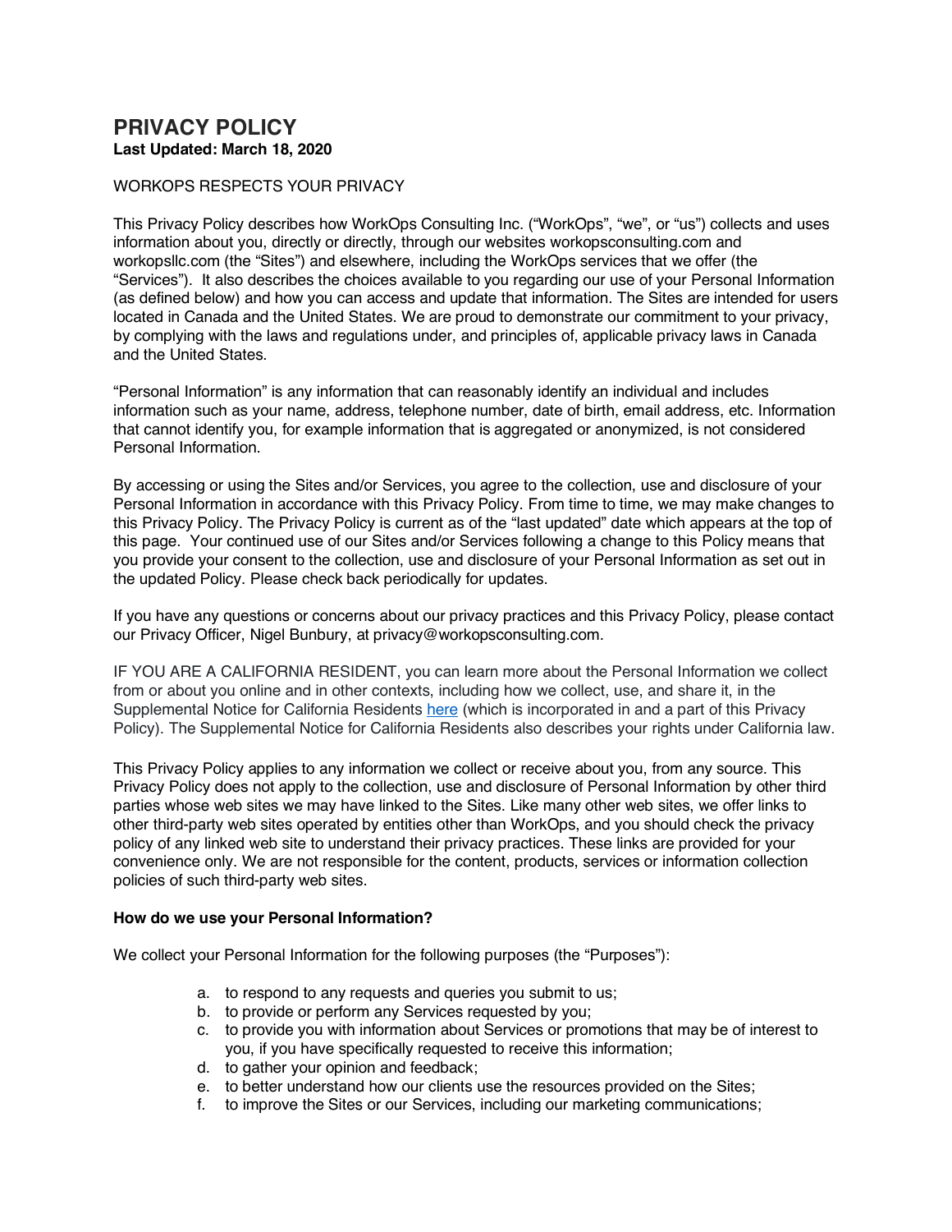# PRIVACY POLICY

**Last Updated: March 18, 2020**

WORKOPS RESPECTS YOUR PRIVACY

This Privacy Policy describes how WorkOps Consulting Inc. ("WorkOps", "we", or "us") collects and uses information about you, directly or directly, through our websites workopsconsulting.com and workopsllc.com (the "Sites") and elsewhere, including the WorkOps services that we offer (the "Services"). It also describes the choices available to you regarding our use of your Personal Information (as defined below) and how you can access and update that information. The Sites are intended for users located in Canada and the United States. We are proud to demonstrate our commitment to your privacy, by complying with the laws and regulations under, and principles of, applicable privacy laws in Canada and the United States.

"Personal Information" is any information that can reasonably identify an individual and includes information such as your name, address, telephone number, date of birth, email address, etc. Information that cannot identify you, for example information that is aggregated or anonymized, is not considered Personal Information.

By accessing or using the Sites and/or Services, you agree to the collection, use and disclosure of your Personal Information in accordance with this Privacy Policy. From time to time, we may make changes to this Privacy Policy. The Privacy Policy is current as of the "last updated" date which appears at the top of this page. Your continued use of our Sites and/or Services following a change to this Policy means that you provide your consent to the collection, use and disclosure of your Personal Information as set out in the updated Policy. Please check back periodically for updates.

If you have any questions or concerns about our privacy practices and this Privacy Policy, please contact our Privacy Officer, Nigel Bunbury, at privacy@workopsconsulting.com.

IF YOU ARE A CALIFORNIA RESIDENT, you can learn more about the Personal Information we collect from or about you online and in other contexts, including how we collect, use, and share it, in the Supplemental Notice for California Residents here (which is incorporated in and a part of this Privacy Policy). The Supplemental Notice for California Residents also describes your rights under California law.

This Privacy Policy applies to any information we collect or receive about you, from any source. This Privacy Policy does not apply to the collection, use and disclosure of Personal Information by other third parties whose web sites we may have linked to the Sites. Like many other web sites, we offer links to other third-party web sites operated by entities other than WorkOps, and you should check the privacy policy of any linked web site to understand their privacy practices. These links are provided for your convenience only. We are not responsible for the content, products, services or information collection policies of such third-party web sites.

**How do we use your Personal Information?**

We collect your Personal Information for the following purposes (the "Purposes"):

a. to respond to any requests and queries you submit to us;
b. to provide or perform any Services requested by you;
c. to provide you with information about Services or promotions that may be of interest to you, if you have specifically requested to receive this information;
d. to gather your opinion and feedback;
e. to better understand how our clients use the resources provided on the Sites;
f. to improve the Sites or our Services, including our marketing communications;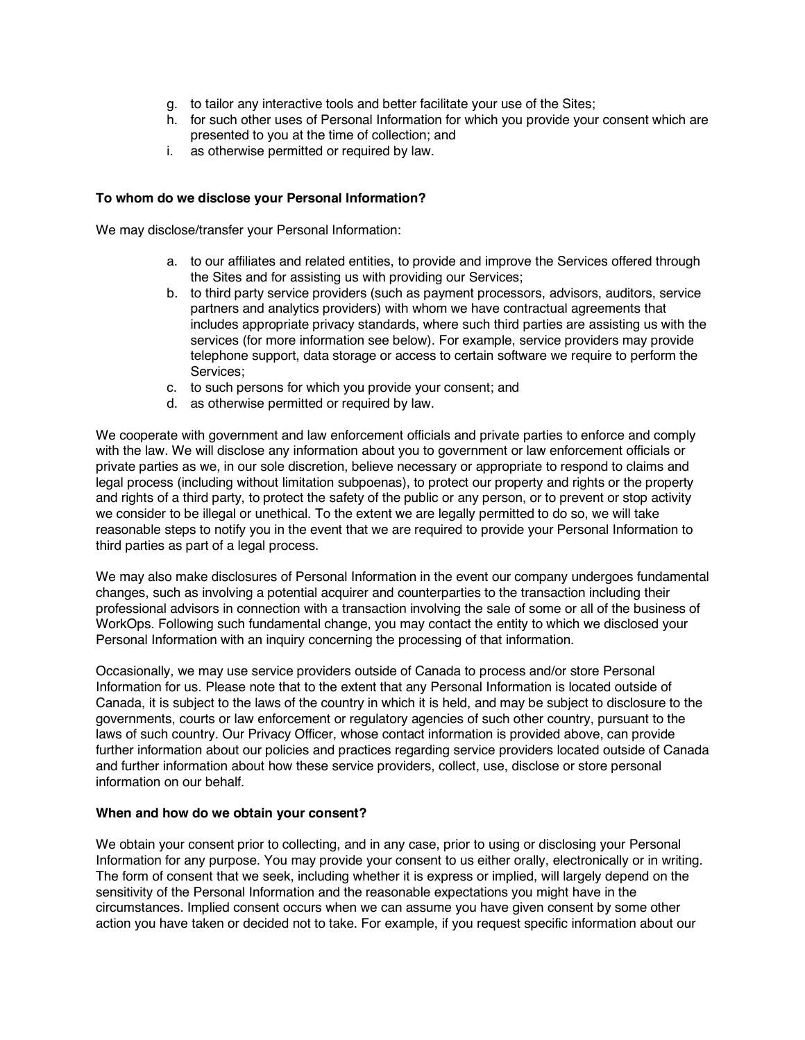g. to tailor any interactive tools and better facilitate your use of the Sites;
h. for such other uses of Personal Information for which you provide your consent which are presented to you at the time of collection; and
i. as otherwise permitted or required by law.

**To whom do we disclose your Personal Information?**

We may disclose/transfer your Personal Information:

a. to our affiliates and related entities, to provide and improve the Services offered through the Sites and for assisting us with providing our Services;
b. to third party service providers (such as payment processors, advisors, auditors, service partners and analytics providers) with whom we have contractual agreements that includes appropriate privacy standards, where such third parties are assisting us with the services (for more information see below). For example, service providers may provide telephone support, data storage or access to certain software we require to perform the Services;
c. to such persons for which you provide your consent; and
d. as otherwise permitted or required by law.

We cooperate with government and law enforcement officials and private parties to enforce and comply with the law. We will disclose any information about you to government or law enforcement officials or private parties as we, in our sole discretion, believe necessary or appropriate to respond to claims and legal process (including without limitation subpoenas), to protect our property and rights or the property and rights of a third party, to protect the safety of the public or any person, or to prevent or stop activity we consider to be illegal or unethical. To the extent we are legally permitted to do so, we will take reasonable steps to notify you in the event that we are required to provide your Personal Information to third parties as part of a legal process.

We may also make disclosures of Personal Information in the event our company undergoes fundamental changes, such as involving a potential acquirer and counterparties to the transaction including their professional advisors in connection with a transaction involving the sale of some or all of the business of WorkOps. Following such fundamental change, you may contact the entity to which we disclosed your Personal Information with an inquiry concerning the processing of that information.

Occasionally, we may use service providers outside of Canada to process and/or store Personal Information for us. Please note that to the extent that any Personal Information is located outside of Canada, it is subject to the laws of the country in which it is held, and may be subject to disclosure to the governments, courts or law enforcement or regulatory agencies of such other country, pursuant to the laws of such country. Our Privacy Officer, whose contact information is provided above, can provide further information about our policies and practices regarding service providers located outside of Canada and further information about how these service providers, collect, use, disclose or store personal information on our behalf.

**When and how do we obtain your consent?**

We obtain your consent prior to collecting, and in any case, prior to using or disclosing your Personal Information for any purpose. You may provide your consent to us either orally, electronically or in writing. The form of consent that we seek, including whether it is express or implied, will largely depend on the sensitivity of the Personal Information and the reasonable expectations you might have in the circumstances. Implied consent occurs when we can assume you have given consent by some other action you have taken or decided not to take. For example, if you request specific information about our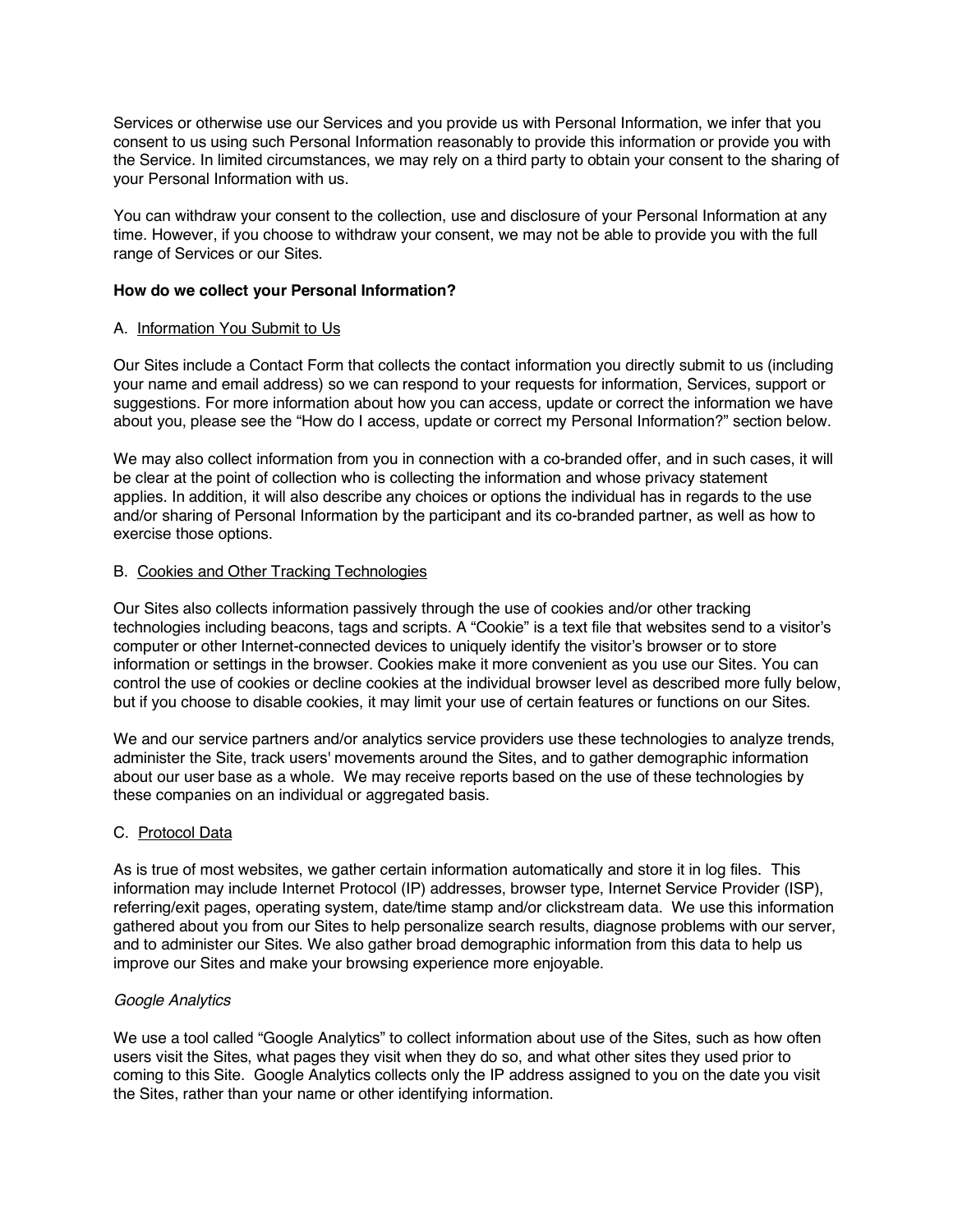Services or otherwise use our Services and you provide us with Personal Information, we infer that you consent to us using such Personal Information reasonably to provide this information or provide you with the Service. In limited circumstances, we may rely on a third party to obtain your consent to the sharing of your Personal Information with us.

You can withdraw your consent to the collection, use and disclosure of your Personal Information at any time. However, if you choose to withdraw your consent, we may not be able to provide you with the full range of Services or our Sites.

**How do we collect your Personal Information?**

A. Information You Submit to Us

Our Sites include a Contact Form that collects the contact information you directly submit to us (including your name and email address) so we can respond to your requests for information, Services, support or suggestions. For more information about how you can access, update or correct the information we have about you, please see the "How do I access, update or correct my Personal Information?" section below.

We may also collect information from you in connection with a co-branded offer, and in such cases, it will be clear at the point of collection who is collecting the information and whose privacy statement applies. In addition, it will also describe any choices or options the individual has in regards to the use and/or sharing of Personal Information by the participant and its co-branded partner, as well as how to exercise those options.

B. Cookies and Other Tracking Technologies

Our Sites also collects information passively through the use of cookies and/or other tracking technologies including beacons, tags and scripts. A "Cookie" is a text file that websites send to a visitor's computer or other Internet-connected devices to uniquely identify the visitor's browser or to store information or settings in the browser. Cookies make it more convenient as you use our Sites. You can control the use of cookies or decline cookies at the individual browser level as described more fully below, but if you choose to disable cookies, it may limit your use of certain features or functions on our Sites.

We and our service partners and/or analytics service providers use these technologies to analyze trends, administer the Site, track users' movements around the Sites, and to gather demographic information about our user base as a whole. We may receive reports based on the use of these technologies by these companies on an individual or aggregated basis.

C. Protocol Data

As is true of most websites, we gather certain information automatically and store it in log files. This information may include Internet Protocol (IP) addresses, browser type, Internet Service Provider (ISP), referring/exit pages, operating system, date/time stamp and/or clickstream data. We use this information gathered about you from our Sites to help personalize search results, diagnose problems with our server, and to administer our Sites. We also gather broad demographic information from this data to help us improve our Sites and make your browsing experience more enjoyable.

*Google Analytics*

We use a tool called "Google Analytics" to collect information about use of the Sites, such as how often users visit the Sites, what pages they visit when they do so, and what other sites they used prior to coming to this Site. Google Analytics collects only the IP address assigned to you on the date you visit the Sites, rather than your name or other identifying information.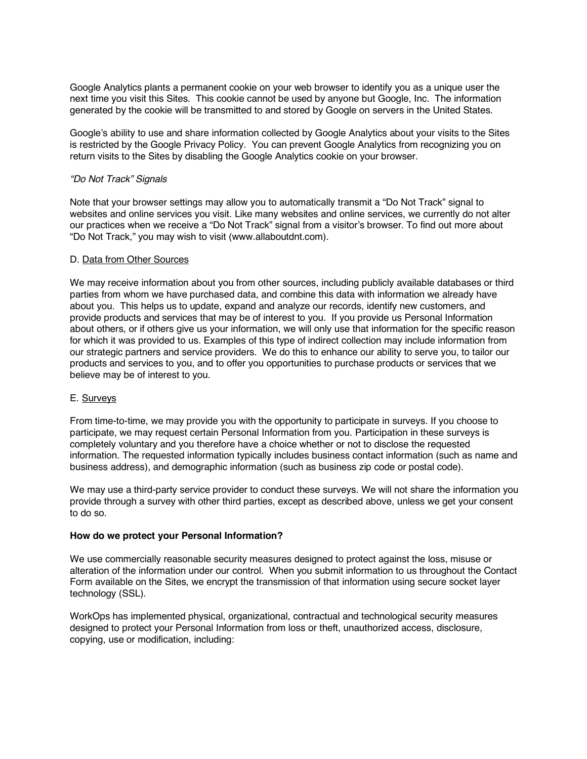Google Analytics plants a permanent cookie on your web browser to identify you as a unique user the next time you visit this Sites. This cookie cannot be used by anyone but Google, Inc. The information generated by the cookie will be transmitted to and stored by Google on servers in the United States.

Google's ability to use and share information collected by Google Analytics about your visits to the Sites is restricted by the Google Privacy Policy. You can prevent Google Analytics from recognizing you on return visits to the Sites by disabling the Google Analytics cookie on your browser.

*"Do Not Track" Signals*

Note that your browser settings may allow you to automatically transmit a "Do Not Track" signal to websites and online services you visit. Like many websites and online services, we currently do not alter our practices when we receive a "Do Not Track" signal from a visitor's browser. To find out more about "Do Not Track," you may wish to visit (www.allaboutdnt.com).

D. <u>Data from Other Sources</u>

We may receive information about you from other sources, including publicly available databases or third parties from whom we have purchased data, and combine this data with information we already have about you. This helps us to update, expand and analyze our records, identify new customers, and provide products and services that may be of interest to you. If you provide us Personal Information about others, or if others give us your information, we will only use that information for the specific reason for which it was provided to us. Examples of this type of indirect collection may include information from our strategic partners and service providers. We do this to enhance our ability to serve you, to tailor our products and services to you, and to offer you opportunities to purchase products or services that we believe may be of interest to you.

E. <u>Surveys</u>

From time-to-time, we may provide you with the opportunity to participate in surveys. If you choose to participate, we may request certain Personal Information from you. Participation in these surveys is completely voluntary and you therefore have a choice whether or not to disclose the requested information. The requested information typically includes business contact information (such as name and business address), and demographic information (such as business zip code or postal code).

We may use a third-party service provider to conduct these surveys. We will not share the information you provide through a survey with other third parties, except as described above, unless we get your consent to do so.

**How do we protect your Personal Information?**

We use commercially reasonable security measures designed to protect against the loss, misuse or alteration of the information under our control. When you submit information to us throughout the Contact Form available on the Sites, we encrypt the transmission of that information using secure socket layer technology (SSL).

WorkOps has implemented physical, organizational, contractual and technological security measures designed to protect your Personal Information from loss or theft, unauthorized access, disclosure, copying, use or modification, including: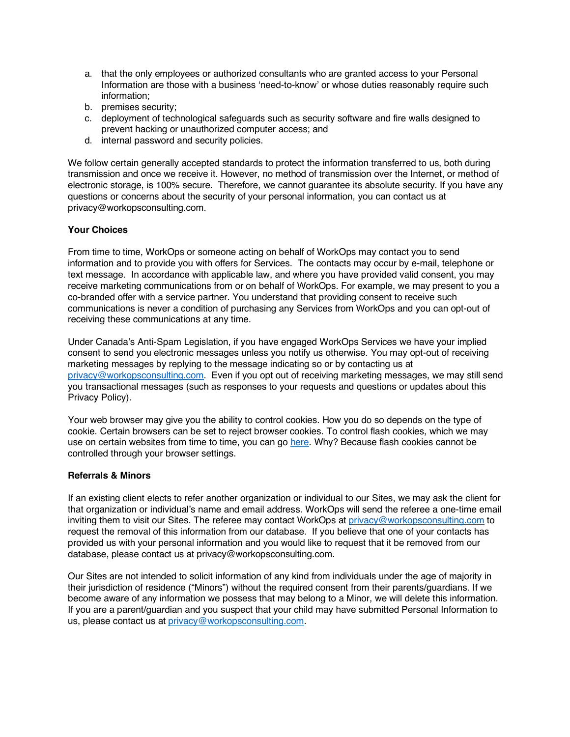a. that the only employees or authorized consultants who are granted access to your Personal Information are those with a business 'need-to-know' or whose duties reasonably require such information;
b. premises security;
c. deployment of technological safeguards such as security software and fire walls designed to prevent hacking or unauthorized computer access; and
d. internal password and security policies.

We follow certain generally accepted standards to protect the information transferred to us, both during transmission and once we receive it. However, no method of transmission over the Internet, or method of electronic storage, is 100% secure. Therefore, we cannot guarantee its absolute security. If you have any questions or concerns about the security of your personal information, you can contact us at privacy@workopsconsulting.com.

**Your Choices**

From time to time, WorkOps or someone acting on behalf of WorkOps may contact you to send information and to provide you with offers for Services. The contacts may occur by e-mail, telephone or text message. In accordance with applicable law, and where you have provided valid consent, you may receive marketing communications from or on behalf of WorkOps. For example, we may present to you a co-branded offer with a service partner. You understand that providing consent to receive such communications is never a condition of purchasing any Services from WorkOps and you can opt-out of receiving these communications at any time.

Under Canada's Anti-Spam Legislation, if you have engaged WorkOps Services we have your implied consent to send you electronic messages unless you notify us otherwise. You may opt-out of receiving marketing messages by replying to the message indicating so or by contacting us at privacy@workopsconsulting.com. Even if you opt out of receiving marketing messages, we may still send you transactional messages (such as responses to your requests and questions or updates about this Privacy Policy).

Your web browser may give you the ability to control cookies. How you do so depends on the type of cookie. Certain browsers can be set to reject browser cookies. To control flash cookies, which we may use on certain websites from time to time, you can go here. Why? Because flash cookies cannot be controlled through your browser settings.

**Referrals & Minors**

If an existing client elects to refer another organization or individual to our Sites, we may ask the client for that organization or individual's name and email address. WorkOps will send the referee a one-time email inviting them to visit our Sites. The referee may contact WorkOps at privacy@workopsconsulting.com to request the removal of this information from our database. If you believe that one of your contacts has provided us with your personal information and you would like to request that it be removed from our database, please contact us at privacy@workopsconsulting.com.

Our Sites are not intended to solicit information of any kind from individuals under the age of majority in their jurisdiction of residence ("Minors") without the required consent from their parents/guardians. If we become aware of any information we possess that may belong to a Minor, we will delete this information. If you are a parent/guardian and you suspect that your child may have submitted Personal Information to us, please contact us at privacy@workopsconsulting.com.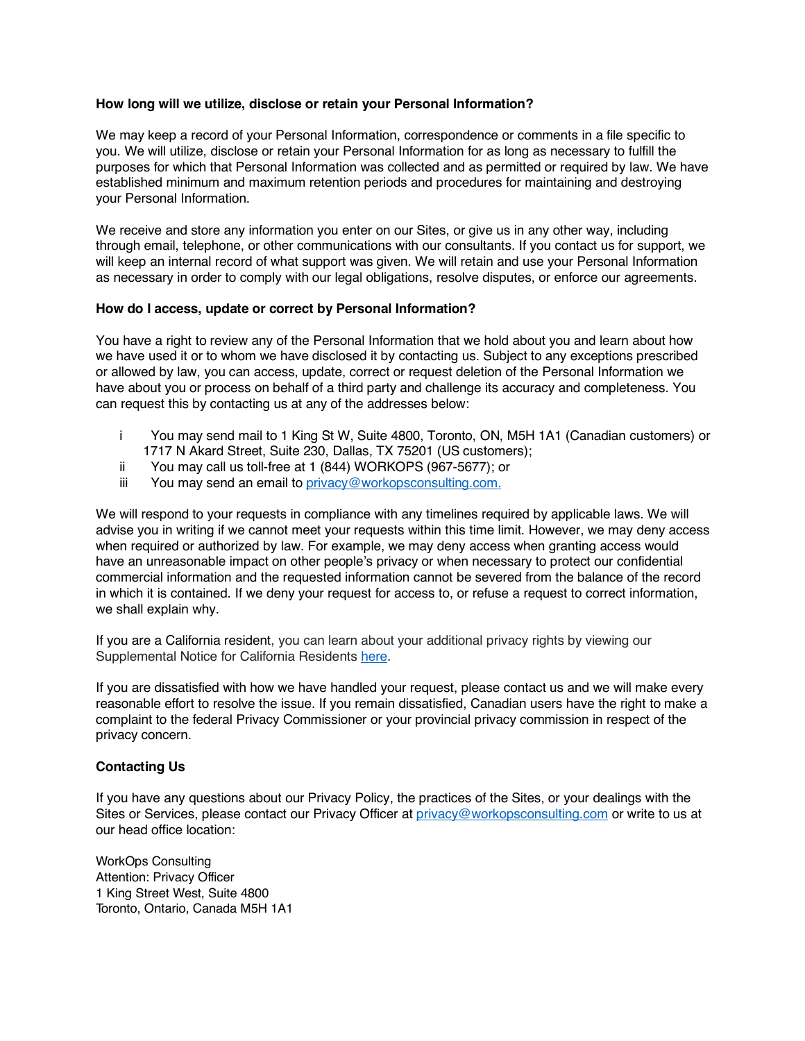### How long will we utilize, disclose or retain your Personal Information?

We may keep a record of your Personal Information, correspondence or comments in a file specific to you. We will utilize, disclose or retain your Personal Information for as long as necessary to fulfill the purposes for which that Personal Information was collected and as permitted or required by law. We have established minimum and maximum retention periods and procedures for maintaining and destroying your Personal Information.

We receive and store any information you enter on our Sites, or give us in any other way, including through email, telephone, or other communications with our consultants. If you contact us for support, we will keep an internal record of what support was given. We will retain and use your Personal Information as necessary in order to comply with our legal obligations, resolve disputes, or enforce our agreements.

### How do I access, update or correct by Personal Information?

You have a right to review any of the Personal Information that we hold about you and learn about how we have used it or to whom we have disclosed it by contacting us. Subject to any exceptions prescribed or allowed by law, you can access, update, correct or request deletion of the Personal Information we have about you or process on behalf of a third party and challenge its accuracy and completeness. You can request this by contacting us at any of the addresses below:

i You may send mail to 1 King St W, Suite 4800, Toronto, ON, M5H 1A1 (Canadian customers) or 1717 N Akard Street, Suite 230, Dallas, TX 75201 (US customers);
ii You may call us toll-free at 1 (844) WORKOPS (967-5677); or
iii You may send an email to privacy@workopsconsulting.com.

We will respond to your requests in compliance with any timelines required by applicable laws. We will advise you in writing if we cannot meet your requests within this time limit. However, we may deny access when required or authorized by law. For example, we may deny access when granting access would have an unreasonable impact on other people's privacy or when necessary to protect our confidential commercial information and the requested information cannot be severed from the balance of the record in which it is contained. If we deny your request for access to, or refuse a request to correct information, we shall explain why.

If you are a California resident, you can learn about your additional privacy rights by viewing our Supplemental Notice for California Residents here.

If you are dissatisfied with how we have handled your request, please contact us and we will make every reasonable effort to resolve the issue. If you remain dissatisfied, Canadian users have the right to make a complaint to the federal Privacy Commissioner or your provincial privacy commission in respect of the privacy concern.

### Contacting Us

If you have any questions about our Privacy Policy, the practices of the Sites, or your dealings with the Sites or Services, please contact our Privacy Officer at privacy@workopsconsulting.com or write to us at our head office location:

WorkOps Consulting
Attention: Privacy Officer
1 King Street West, Suite 4800
Toronto, Ontario, Canada M5H 1A1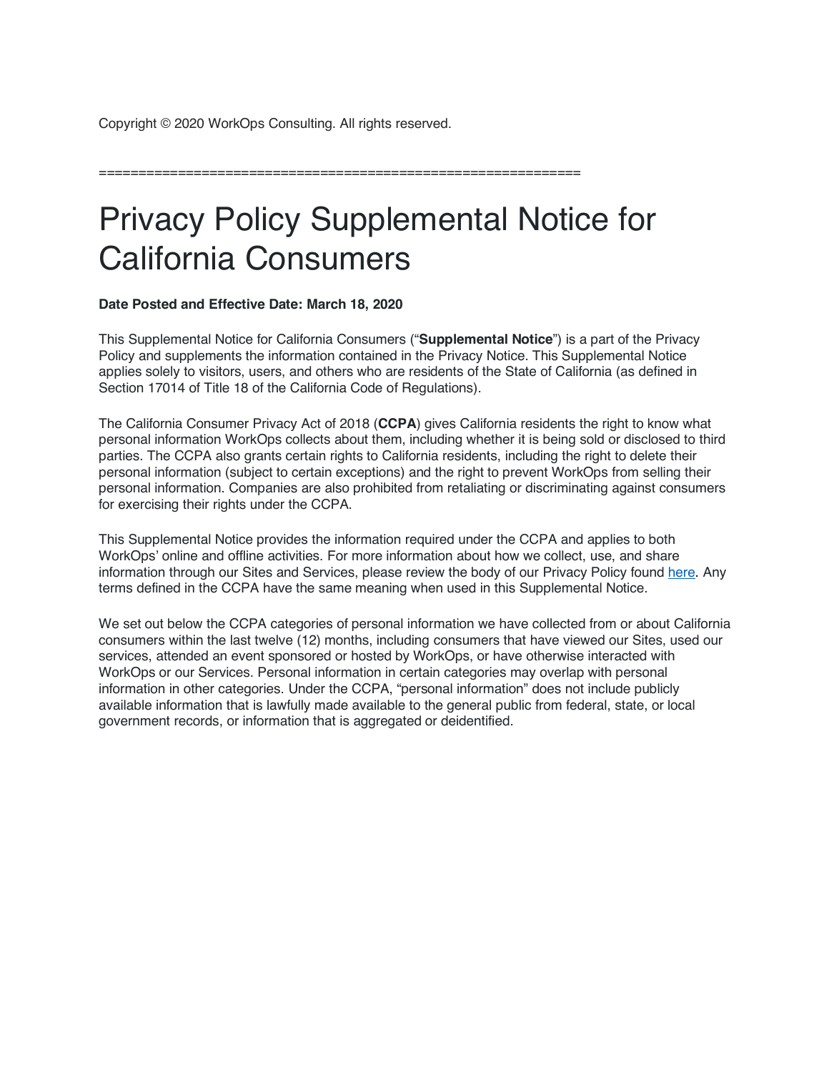Copyright © 2020 WorkOps Consulting. All rights reserved.

============================================================

# Privacy Policy Supplemental Notice for California Consumers

**Date Posted and Effective Date: March 18, 2020**

This Supplemental Notice for California Consumers ("**Supplemental Notice**") is a part of the Privacy Policy and supplements the information contained in the Privacy Notice. This Supplemental Notice applies solely to visitors, users, and others who are residents of the State of California (as defined in Section 17014 of Title 18 of the California Code of Regulations).

The California Consumer Privacy Act of 2018 (**CCPA**) gives California residents the right to know what personal information WorkOps collects about them, including whether it is being sold or disclosed to third parties. The CCPA also grants certain rights to California residents, including the right to delete their personal information (subject to certain exceptions) and the right to prevent WorkOps from selling their personal information. Companies are also prohibited from retaliating or discriminating against consumers for exercising their rights under the CCPA.

This Supplemental Notice provides the information required under the CCPA and applies to both WorkOps' online and offline activities. For more information about how we collect, use, and share information through our Sites and Services, please review the body of our Privacy Policy found here. Any terms defined in the CCPA have the same meaning when used in this Supplemental Notice.

We set out below the CCPA categories of personal information we have collected from or about California consumers within the last twelve (12) months, including consumers that have viewed our Sites, used our services, attended an event sponsored or hosted by WorkOps, or have otherwise interacted with WorkOps or our Services. Personal information in certain categories may overlap with personal information in other categories. Under the CCPA, "personal information" does not include publicly available information that is lawfully made available to the general public from federal, state, or local government records, or information that is aggregated or deidentified.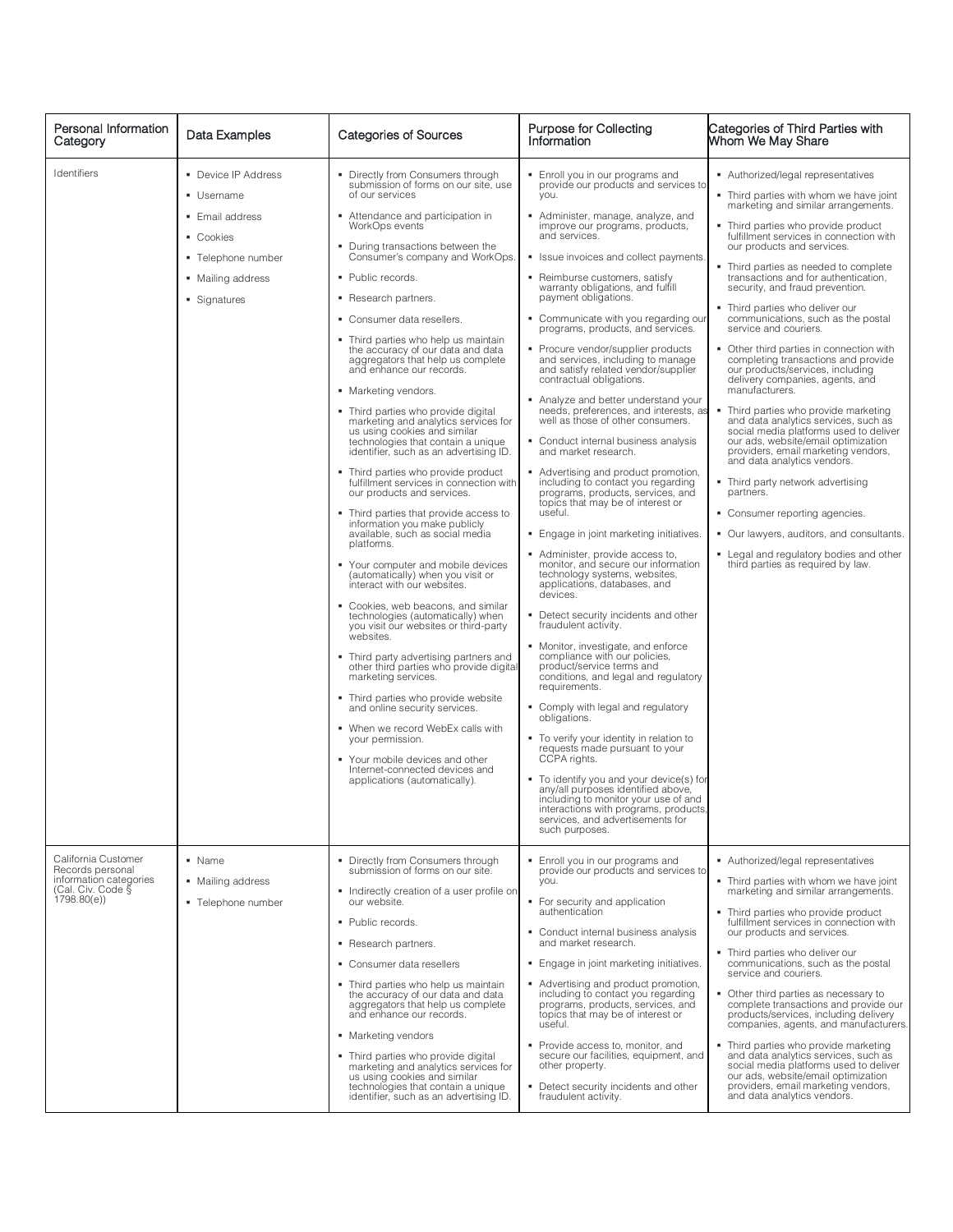| Personal Information Category | Data Examples | Categories of Sources | Purpose for Collecting Information | Categories of Third Parties with Whom We May Share |
|---|---|---|---|---|
| Identifiers | ▪ Device IP Address<br>▪ Username<br>▪ Email address<br>▪ Cookies<br>▪ Telephone number<br>▪ Mailing address<br>▪ Signatures | ▪ Directly from Consumers through submission of forms on our site, use of our services<br>▪ Attendance and participation in WorkOps events<br>▪ During transactions between the Consumer's company and WorkOps.<br>▪ Public records.<br>▪ Research partners.<br>▪ Consumer data resellers.<br>▪ Third parties who help us maintain the accuracy of our data and data aggregators that help us complete and enhance our records.<br>▪ Marketing vendors.<br>▪ Third parties who provide digital marketing and analytics services for us using cookies and similar technologies that contain a unique identifier, such as an advertising ID.<br>▪ Third parties who provide product fulfillment services in connection with our products and services.<br>▪ Third parties that provide access to information you make publicly available, such as social media platforms.<br>▪ Your computer and mobile devices (automatically) when you visit or interact with our websites.<br>▪ Cookies, web beacons, and similar technologies (automatically) when you visit our websites or third-party websites.<br>▪ Third party advertising partners and other third parties who provide digital marketing services.<br>▪ Third parties who provide website and online security services.<br>▪ When we record WebEx calls with your permission.<br>▪ Your mobile devices and other Internet-connected devices and applications (automatically). | ▪ Enroll you in our programs and provide our products and services to you.<br>▪ Administer, manage, analyze, and improve our programs, products, and services.<br>▪ Issue invoices and collect payments.<br>▪ Reimburse customers, satisfy warranty obligations, and fulfill payment obligations.<br>▪ Communicate with you regarding our programs, products, and services.<br>▪ Procure vendor/supplier products and services, including to manage and satisfy related vendor/supplier contractual obligations.<br>▪ Analyze and better understand your needs, preferences, and interests, as well as those of other consumers.<br>▪ Conduct internal business analysis and market research.<br>▪ Advertising and product promotion, including to contact you regarding programs, products, services, and topics that may be of interest or useful.<br>▪ Engage in joint marketing initiatives.<br>▪ Administer, provide access to, monitor, and secure our information technology systems, websites, applications, databases, and devices.<br>▪ Detect security incidents and other fraudulent activity.<br>▪ Monitor, investigate, and enforce compliance with our policies, product/service terms and conditions, and legal and regulatory requirements.<br>▪ Comply with legal and regulatory obligations.<br>▪ To verify your identity in relation to requests made pursuant to your CCPA rights.<br>▪ To identify you and your device(s) for any/all purposes identified above, including to monitor your use of and interactions with programs, products, services, and advertisements for such purposes. | ▪ Authorized/legal representatives<br>▪ Third parties with whom we have joint marketing and similar arrangements.<br>▪ Third parties who provide product fulfillment services in connection with our products and services.<br>▪ Third parties as needed to complete transactions and for authentication, security, and fraud prevention.<br>▪ Third parties who deliver our communications, such as the postal service and couriers.<br>▪ Other third parties in connection with completing transactions and provide our products/services, including delivery companies, agents, and manufacturers.<br>▪ Third parties who provide marketing and data analytics services, such as social media platforms used to deliver our ads, website/email optimization providers, email marketing vendors, and data analytics vendors.<br>▪ Third party network advertising partners.<br>▪ Consumer reporting agencies.<br>▪ Our lawyers, auditors, and consultants.<br>▪ Legal and regulatory bodies and other third parties as required by law. |
| California Customer Records personal information categories (Cal. Civ. Code § 1798.80(e)) | ▪ Name<br>▪ Mailing address<br>▪ Telephone number | ▪ Directly from Consumers through submission of forms on our site.<br>▪ Indirectly creation of a user profile on our website.<br>▪ Public records.<br>▪ Research partners.<br>▪ Consumer data resellers<br>▪ Third parties who help us maintain the accuracy of our data and data aggregators that help us complete and enhance our records.<br>▪ Marketing vendors<br>▪ Third parties who provide digital marketing and analytics services for us using cookies and similar technologies that contain a unique identifier, such as an advertising ID. | ▪ Enroll you in our programs and provide our products and services to you.<br>▪ For security and application authentication<br>▪ Conduct internal business analysis and market research.<br>▪ Engage in joint marketing initiatives.<br>▪ Advertising and product promotion, including to contact you regarding programs, products, services, and topics that may be of interest or useful.<br>▪ Provide access to, monitor, and secure our facilities, equipment, and other property.<br>▪ Detect security incidents and other fraudulent activity. | ▪ Authorized/legal representatives<br>▪ Third parties with whom we have joint marketing and similar arrangements.<br>▪ Third parties who provide product fulfillment services in connection with our products and services.<br>▪ Third parties who deliver our communications, such as the postal service and couriers.<br>▪ Other third parties as necessary to complete transactions and provide our products/services, including delivery companies, agents, and manufacturers.<br>▪ Third parties who provide marketing and data analytics services, such as social media platforms used to deliver our ads, website/email optimization providers, email marketing vendors, and data analytics vendors. |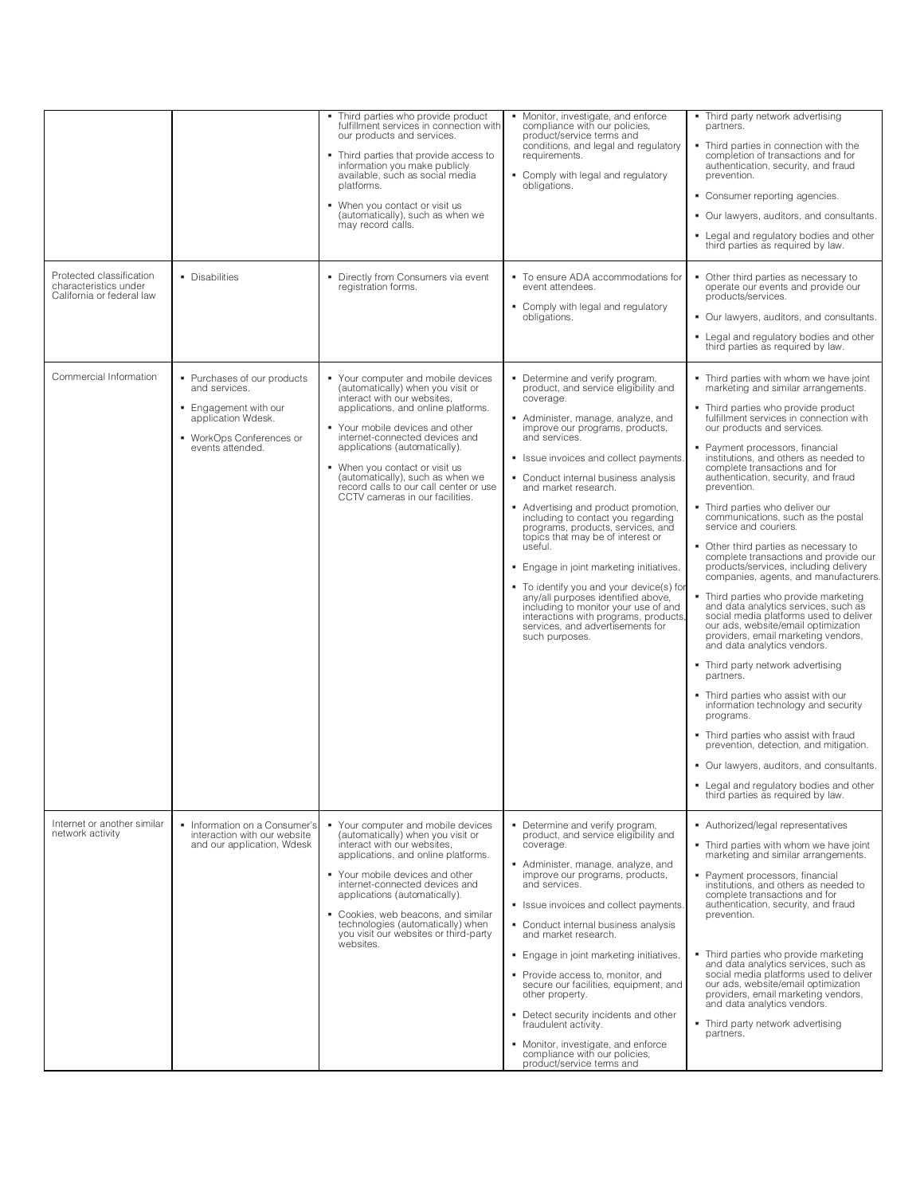| | | | | |
|---|---|---|---|---|
| | | ▪ Third parties who provide product fulfillment services in connection with our products and services.<br><br>▪ Third parties that provide access to information you make publicly available, such as social media platforms.<br><br>▪ When you contact or visit us (automatically), such as when we may record calls. | ▪ Monitor, investigate, and enforce compliance with our policies, product/service terms and conditions, and legal and regulatory requirements.<br><br>▪ Comply with legal and regulatory obligations. | ▪ Third party network advertising partners.<br><br>▪ Third parties in connection with the completion of transactions and for authentication, security, and fraud prevention.<br><br>▪ Consumer reporting agencies.<br><br>▪ Our lawyers, auditors, and consultants.<br><br>▪ Legal and regulatory bodies and other third parties as required by law. |
| Protected classification characteristics under California or federal law | ▪ Disabilities | ▪ Directly from Consumers via event registration forms. | ▪ To ensure ADA accommodations for event attendees.<br><br>▪ Comply with legal and regulatory obligations. | ▪ Other third parties as necessary to operate our events and provide our products/services.<br><br>▪ Our lawyers, auditors, and consultants.<br><br>▪ Legal and regulatory bodies and other third parties as required by law. |
| Commercial Information | ▪ Purchases of our products and services.<br><br>▪ Engagement with our application Wdesk.<br><br>▪ WorkOps Conferences or events attended. | ▪ Your computer and mobile devices (automatically) when you visit or interact with our websites, applications, and online platforms.<br><br>▪ Your mobile devices and other internet-connected devices and applications (automatically).<br><br>▪ When you contact or visit us (automatically), such as when we record calls to our call center or use CCTV cameras in our facilities. | ▪ Determine and verify program, product, and service eligibility and coverage.<br><br>▪ Administer, manage, analyze, and improve our programs, products, and services.<br><br>▪ Issue invoices and collect payments.<br><br>▪ Conduct internal business analysis and market research.<br><br>▪ Advertising and product promotion, including to contact you regarding programs, products, services, and topics that may be of interest or useful.<br><br>▪ Engage in joint marketing initiatives.<br><br>▪ To identify you and your device(s) for any/all purposes identified above, including to monitor your use of and interactions with programs, products, services, and advertisements for such purposes. | ▪ Third parties with whom we have joint marketing and similar arrangements.<br><br>▪ Third parties who provide product fulfillment services in connection with our products and services.<br><br>▪ Payment processors, financial institutions, and others as needed to complete transactions and for authentication, security, and fraud prevention.<br><br>▪ Third parties who deliver our communications, such as the postal service and couriers.<br><br>▪ Other third parties as necessary to complete transactions and provide our products/services, including delivery companies, agents, and manufacturers.<br><br>▪ Third parties who provide marketing and data analytics services, such as social media platforms used to deliver our ads, website/email optimization providers, email marketing vendors, and data analytics vendors.<br><br>▪ Third party network advertising partners.<br><br>▪ Third parties who assist with our information technology and security programs.<br><br>▪ Third parties who assist with fraud prevention, detection, and mitigation.<br><br>▪ Our lawyers, auditors, and consultants.<br><br>▪ Legal and regulatory bodies and other third parties as required by law. |
| Internet or another similar network activity | ▪ Information on a Consumer's interaction with our website and our application, Wdesk | ▪ Your computer and mobile devices (automatically) when you visit or interact with our websites, applications, and online platforms.<br><br>▪ Your mobile devices and other internet-connected devices and applications (automatically).<br><br>▪ Cookies, web beacons, and similar technologies (automatically) when you visit our websites or third-party websites. | ▪ Determine and verify program, product, and service eligibility and coverage.<br><br>▪ Administer, manage, analyze, and improve our programs, products, and services.<br><br>▪ Issue invoices and collect payments.<br><br>▪ Conduct internal business analysis and market research.<br><br>▪ Engage in joint marketing initiatives.<br><br>▪ Provide access to, monitor, and secure our facilities, equipment, and other property.<br><br>▪ Detect security incidents and other fraudulent activity.<br><br>▪ Monitor, investigate, and enforce compliance with our policies, product/service terms and | ▪ Authorized/legal representatives<br><br>▪ Third parties with whom we have joint marketing and similar arrangements.<br><br>▪ Payment processors, financial institutions, and others as needed to complete transactions and for authentication, security, and fraud prevention.<br><br>▪ Third parties who provide marketing and data analytics services, such as social media platforms used to deliver our ads, website/email optimization providers, email marketing vendors, and data analytics vendors.<br><br>▪ Third party network advertising partners. |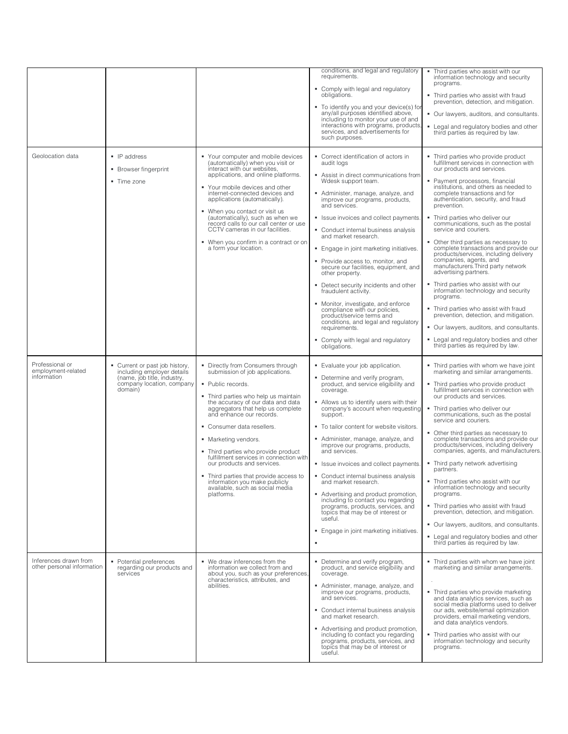| | | | | |
|---|---|---|---|---|
| | | | conditions, and legal and regulatory requirements.<br>▪ Comply with legal and regulatory obligations.<br>▪ To identify you and your device(s) for any/all purposes identified above, including to monitor your use of and interactions with programs, products, services, and advertisements for such purposes. | ▪ Third parties who assist with our information technology and security programs.<br>▪ Third parties who assist with fraud prevention, detection, and mitigation.<br>▪ Our lawyers, auditors, and consultants.<br>▪ Legal and regulatory bodies and other third parties as required by law. |
| Geolocation data | ▪ IP address<br>▪ Browser fingerprint<br>▪ Time zone | ▪ Your computer and mobile devices (automatically) when you visit or interact with our websites, applications, and online platforms.<br>▪ Your mobile devices and other internet-connected devices and applications (automatically).<br>▪ When you contact or visit us (automatically), such as when we record calls to our call center or use CCTV cameras in our facilities.<br>▪ When you confirm in a contract or on a form your location. | ▪ Correct identification of actors in audit logs<br>▪ Assist in direct communications from Wdesk support team.<br>▪ Administer, manage, analyze, and improve our programs, products, and services.<br>▪ Issue invoices and collect payments.<br>▪ Conduct internal business analysis and market research.<br>▪ Engage in joint marketing initiatives.<br>▪ Provide access to, monitor, and secure our facilities, equipment, and other property.<br>▪ Detect security incidents and other fraudulent activity.<br>▪ Monitor, investigate, and enforce compliance with our policies, product/service terms and conditions, and legal and regulatory requirements.<br>▪ Comply with legal and regulatory obligations. | ▪ Third parties who provide product fulfillment services in connection with our products and services.<br>▪ Payment processors, financial institutions, and others as needed to complete transactions and for authentication, security, and fraud prevention.<br>▪ Third parties who deliver our communications, such as the postal service and couriers.<br>▪ Other third parties as necessary to complete transactions and provide our products/services, including delivery companies, agents, and manufacturers.Third party network advertising partners.<br>▪ Third parties who assist with our information technology and security programs.<br>▪ Third parties who assist with fraud prevention, detection, and mitigation.<br>▪ Our lawyers, auditors, and consultants.<br>▪ Legal and regulatory bodies and other third parties as required by law. |
| Professional or employment-related information | ▪ Current or past job history, including employer details (name, job title, industry, company location, company domain) | ▪ Directly from Consumers through submission of job applications.<br>▪ Public records.<br>▪ Third parties who help us maintain the accuracy of our data and data aggregators that help us complete and enhance our records.<br>▪ Consumer data resellers.<br>▪ Marketing vendors.<br>▪ Third parties who provide product fulfillment services in connection with our products and services.<br>▪ Third parties that provide access to information you make publicly available, such as social media platforms. | ▪ Evaluate your job application.<br>▪ Determine and verify program, product, and service eligibility and coverage.<br>▪ Allows us to identify users with their company's account when requesting support.<br>▪ To tailor content for website visitors.<br>▪ Administer, manage, analyze, and improve our programs, products, and services.<br>▪ Issue invoices and collect payments.<br>▪ Conduct internal business analysis and market research.<br>▪ Advertising and product promotion, including to contact you regarding programs, products, services, and topics that may be of interest or useful.<br>▪ Engage in joint marketing initiatives.<br>▪ | ▪ Third parties with whom we have joint marketing and similar arrangements.<br>▪ Third parties who provide product fulfillment services in connection with our products and services.<br>▪ Third parties who deliver our communications, such as the postal service and couriers.<br>▪ Other third parties as necessary to complete transactions and provide our products/services, including delivery companies, agents, and manufacturers.<br>▪ Third party network advertising partners.<br>▪ Third parties who assist with our information technology and security programs.<br>▪ Third parties who assist with fraud prevention, detection, and mitigation.<br>▪ Our lawyers, auditors, and consultants.<br>▪ Legal and regulatory bodies and other third parties as required by law. |
| Inferences drawn from other personal information | ▪ Potential preferences regarding our products and services | ▪ We draw inferences from the information we collect from and about you, such as your preferences, characteristics, attributes, and abilities. | ▪ Determine and verify program, product, and service eligibility and coverage.<br>▪ Administer, manage, analyze, and improve our programs, products, and services.<br>▪ Conduct internal business analysis and market research.<br>▪ Advertising and product promotion, including to contact you regarding programs, products, services, and topics that may be of interest or useful. | ▪ Third parties with whom we have joint marketing and similar arrangements.<br>.<br>▪ Third parties who provide marketing and data analytics services, such as social media platforms used to deliver our ads, website/email optimization providers, email marketing vendors, and data analytics vendors.<br>▪ Third parties who assist with our information technology and security programs. |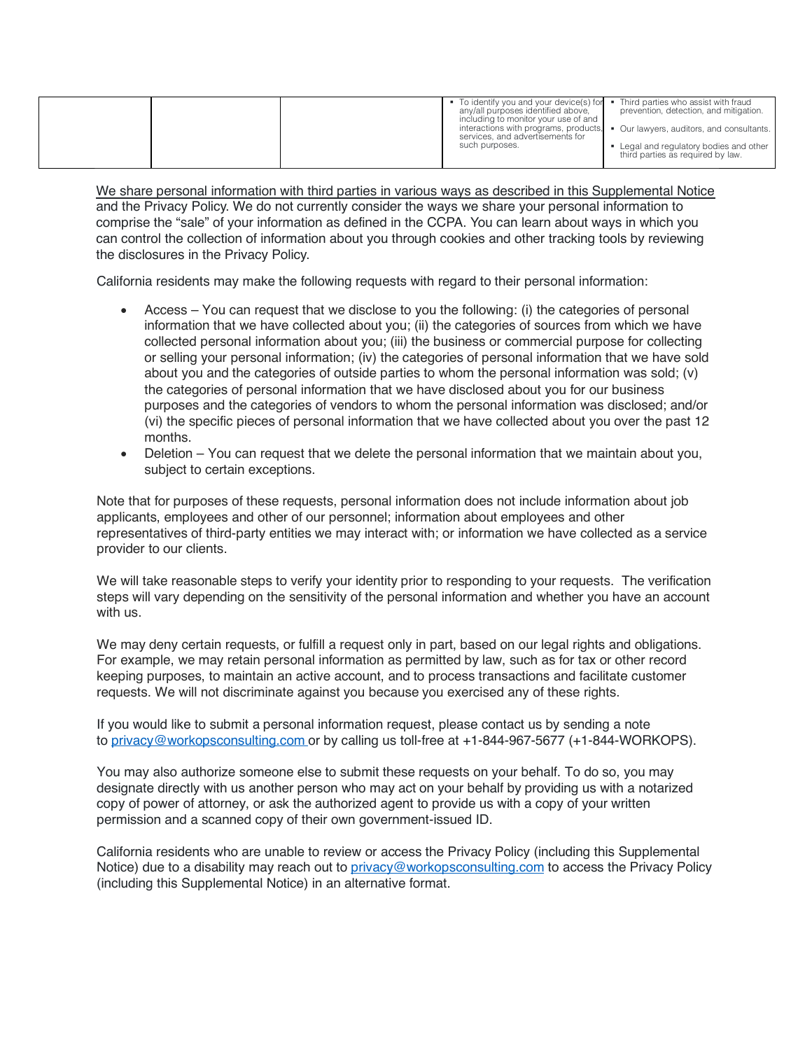| | | | | |
|---|---|---|---|---|
| | | | ▪ To identify you and your device(s) for any/all purposes identified above, including to monitor your use of and interactions with programs, products, services, and advertisements for such purposes. | ▪ Third parties who assist with fraud prevention, detection, and mitigation.<br><br>▪ Our lawyers, auditors, and consultants.<br><br>▪ Legal and regulatory bodies and other third parties as required by law. |

We share personal information with third parties in various ways as described in this Supplemental Notice and the Privacy Policy. We do not currently consider the ways we share your personal information to comprise the "sale" of your information as defined in the CCPA. You can learn about ways in which you can control the collection of information about you through cookies and other tracking tools by reviewing the disclosures in the Privacy Policy.

California residents may make the following requests with regard to their personal information:

- Access – You can request that we disclose to you the following: (i) the categories of personal information that we have collected about you; (ii) the categories of sources from which we have collected personal information about you; (iii) the business or commercial purpose for collecting or selling your personal information; (iv) the categories of personal information that we have sold about you and the categories of outside parties to whom the personal information was sold; (v) the categories of personal information that we have disclosed about you for our business purposes and the categories of vendors to whom the personal information was disclosed; and/or (vi) the specific pieces of personal information that we have collected about you over the past 12 months.
- Deletion – You can request that we delete the personal information that we maintain about you, subject to certain exceptions.

Note that for purposes of these requests, personal information does not include information about job applicants, employees and other of our personnel; information about employees and other representatives of third-party entities we may interact with; or information we have collected as a service provider to our clients.

We will take reasonable steps to verify your identity prior to responding to your requests. The verification steps will vary depending on the sensitivity of the personal information and whether you have an account with us.

We may deny certain requests, or fulfill a request only in part, based on our legal rights and obligations. For example, we may retain personal information as permitted by law, such as for tax or other record keeping purposes, to maintain an active account, and to process transactions and facilitate customer requests. We will not discriminate against you because you exercised any of these rights.

If you would like to submit a personal information request, please contact us by sending a note to privacy@workopsconsulting.com or by calling us toll-free at +1-844-967-5677 (+1-844-WORKOPS).

You may also authorize someone else to submit these requests on your behalf. To do so, you may designate directly with us another person who may act on your behalf by providing us with a notarized copy of power of attorney, or ask the authorized agent to provide us with a copy of your written permission and a scanned copy of their own government-issued ID.

California residents who are unable to review or access the Privacy Policy (including this Supplemental Notice) due to a disability may reach out to privacy@workopsconsulting.com to access the Privacy Policy (including this Supplemental Notice) in an alternative format.